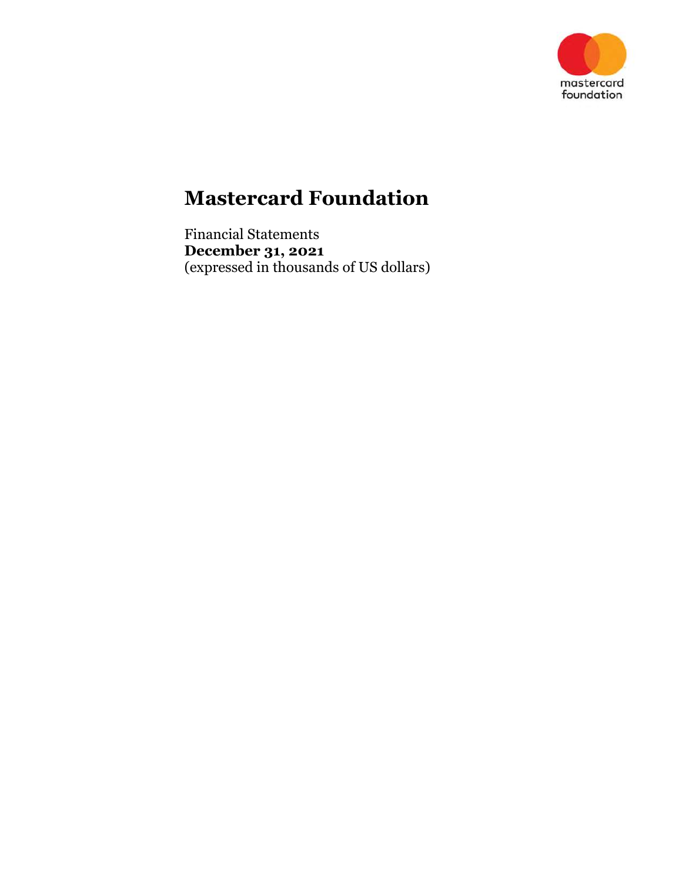# Mastercard Foundation

Financial Statements
**December 31, 2021**
(expressed in thousands of US dollars)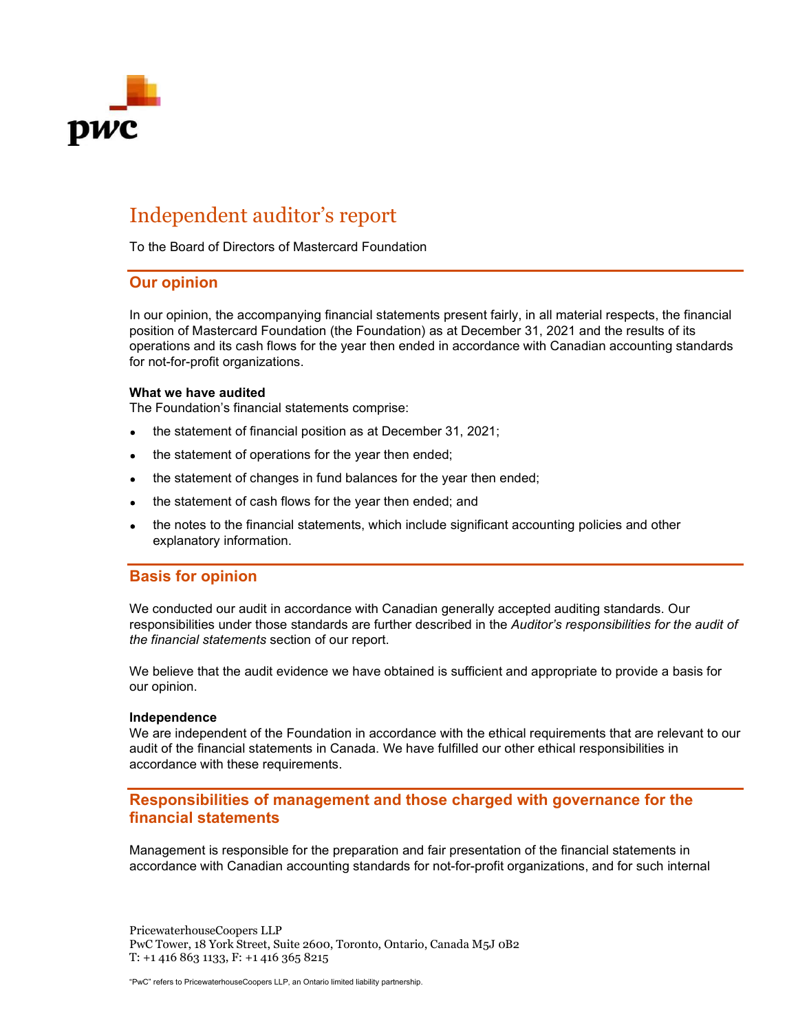# Independent auditor's report

To the Board of Directors of Mastercard Foundation

## Our opinion

In our opinion, the accompanying financial statements present fairly, in all material respects, the financial position of Mastercard Foundation (the Foundation) as at December 31, 2021 and the results of its operations and its cash flows for the year then ended in accordance with Canadian accounting standards for not-for-profit organizations.

**What we have audited**

The Foundation's financial statements comprise:

- the statement of financial position as at December 31, 2021;
- the statement of operations for the year then ended;
- the statement of changes in fund balances for the year then ended;
- the statement of cash flows for the year then ended; and
- the notes to the financial statements, which include significant accounting policies and other explanatory information.

## Basis for opinion

We conducted our audit in accordance with Canadian generally accepted auditing standards. Our responsibilities under those standards are further described in the *Auditor's responsibilities for the audit of the financial statements* section of our report.

We believe that the audit evidence we have obtained is sufficient and appropriate to provide a basis for our opinion.

**Independence**

We are independent of the Foundation in accordance with the ethical requirements that are relevant to our audit of the financial statements in Canada. We have fulfilled our other ethical responsibilities in accordance with these requirements.

## Responsibilities of management and those charged with governance for the financial statements

Management is responsible for the preparation and fair presentation of the financial statements in accordance with Canadian accounting standards for not-for-profit organizations, and for such internal

PricewaterhouseCoopers LLP
PwC Tower, 18 York Street, Suite 2600, Toronto, Ontario, Canada M5J 0B2
T: +1 416 863 1133, F: +1 416 365 8215

"PwC" refers to PricewaterhouseCoopers LLP, an Ontario limited liability partnership.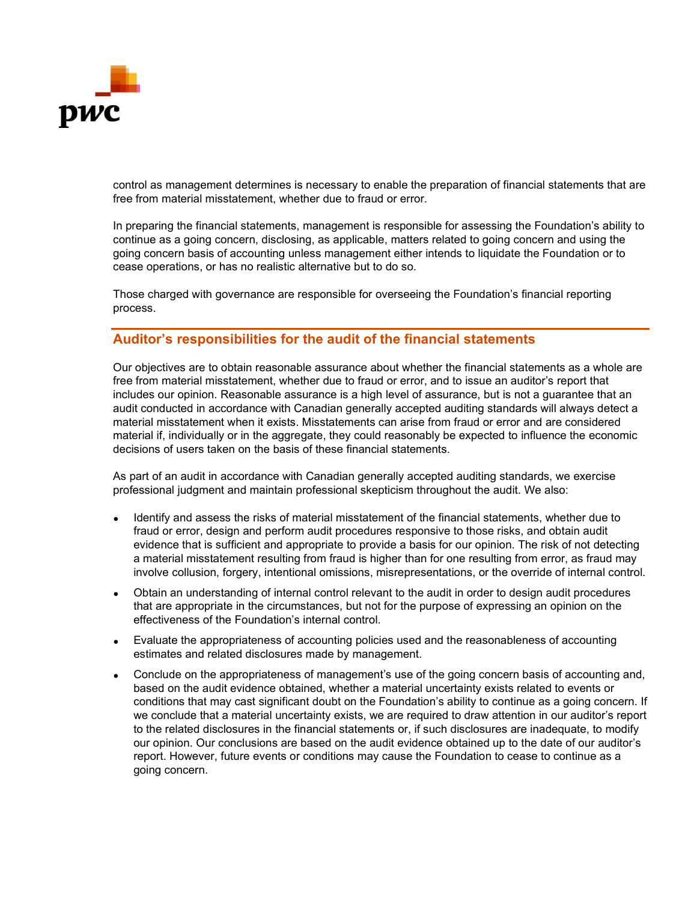control as management determines is necessary to enable the preparation of financial statements that are free from material misstatement, whether due to fraud or error.

In preparing the financial statements, management is responsible for assessing the Foundation's ability to continue as a going concern, disclosing, as applicable, matters related to going concern and using the going concern basis of accounting unless management either intends to liquidate the Foundation or to cease operations, or has no realistic alternative but to do so.

Those charged with governance are responsible for overseeing the Foundation's financial reporting process.

## Auditor's responsibilities for the audit of the financial statements

Our objectives are to obtain reasonable assurance about whether the financial statements as a whole are free from material misstatement, whether due to fraud or error, and to issue an auditor's report that includes our opinion. Reasonable assurance is a high level of assurance, but is not a guarantee that an audit conducted in accordance with Canadian generally accepted auditing standards will always detect a material misstatement when it exists. Misstatements can arise from fraud or error and are considered material if, individually or in the aggregate, they could reasonably be expected to influence the economic decisions of users taken on the basis of these financial statements.

As part of an audit in accordance with Canadian generally accepted auditing standards, we exercise professional judgment and maintain professional skepticism throughout the audit. We also:

- Identify and assess the risks of material misstatement of the financial statements, whether due to fraud or error, design and perform audit procedures responsive to those risks, and obtain audit evidence that is sufficient and appropriate to provide a basis for our opinion. The risk of not detecting a material misstatement resulting from fraud is higher than for one resulting from error, as fraud may involve collusion, forgery, intentional omissions, misrepresentations, or the override of internal control.
- Obtain an understanding of internal control relevant to the audit in order to design audit procedures that are appropriate in the circumstances, but not for the purpose of expressing an opinion on the effectiveness of the Foundation's internal control.
- Evaluate the appropriateness of accounting policies used and the reasonableness of accounting estimates and related disclosures made by management.
- Conclude on the appropriateness of management's use of the going concern basis of accounting and, based on the audit evidence obtained, whether a material uncertainty exists related to events or conditions that may cast significant doubt on the Foundation's ability to continue as a going concern. If we conclude that a material uncertainty exists, we are required to draw attention in our auditor's report to the related disclosures in the financial statements or, if such disclosures are inadequate, to modify our opinion. Our conclusions are based on the audit evidence obtained up to the date of our auditor's report. However, future events or conditions may cause the Foundation to cease to continue as a going concern.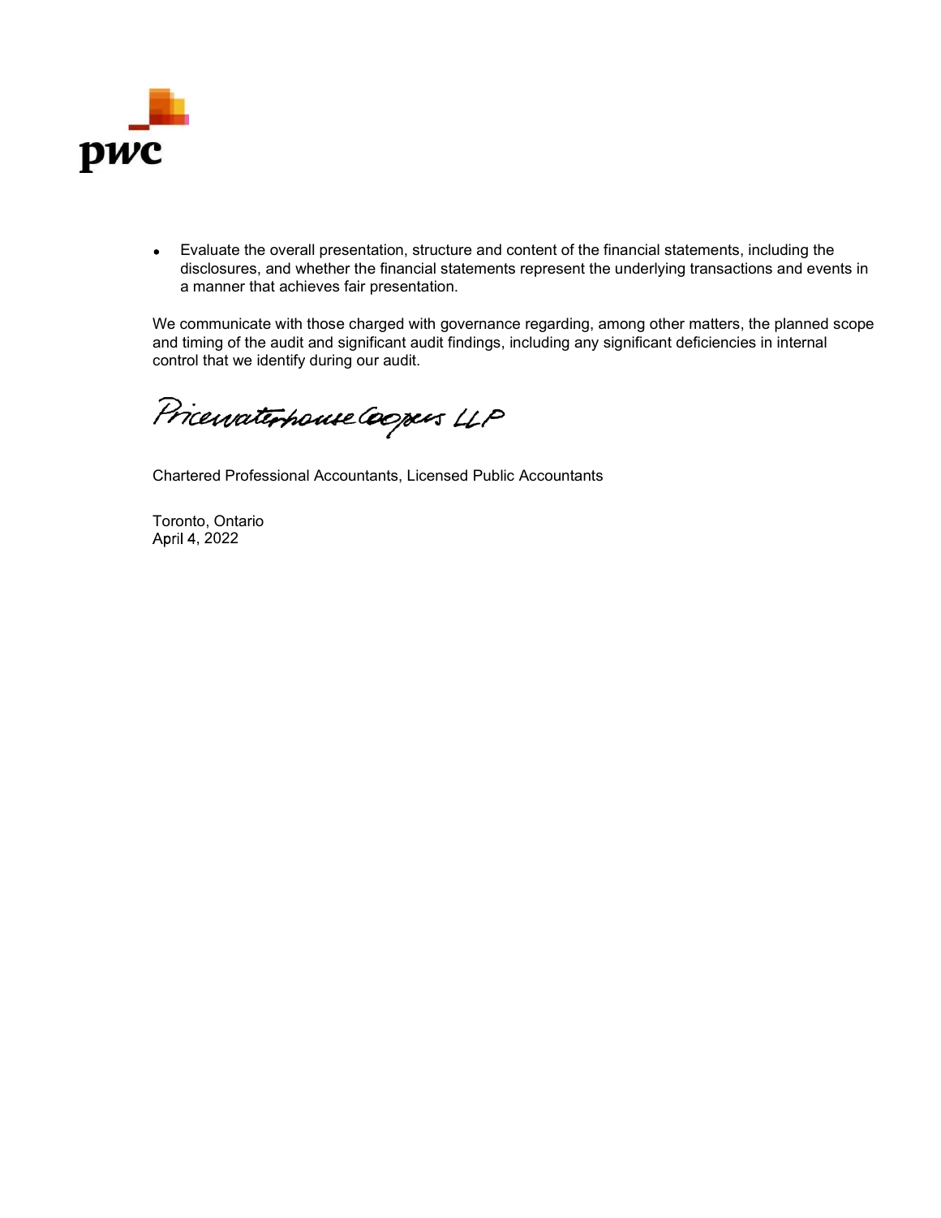- Evaluate the overall presentation, structure and content of the financial statements, including the disclosures, and whether the financial statements represent the underlying transactions and events in a manner that achieves fair presentation.

We communicate with those charged with governance regarding, among other matters, the planned scope and timing of the audit and significant audit findings, including any significant deficiencies in internal control that we identify during our audit.

PricewaterhouseCoopers LLP

Chartered Professional Accountants, Licensed Public Accountants

Toronto, Ontario
April 4, 2022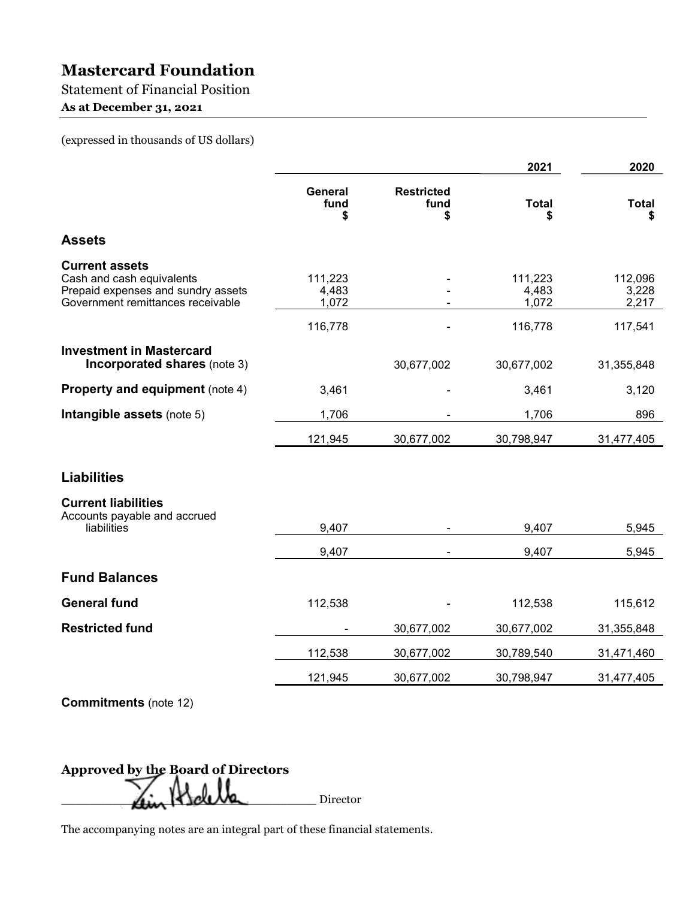# Mastercard Foundation

Statement of Financial Position

**As at December 31, 2021**

(expressed in thousands of US dollars)

| | 2021 | | | 2020 |
|---|---|---|---|---|
| | **General fund** $ | **Restricted fund** $ | **Total** $ | **Total** $ |
| **Assets** | | | | |
| **Current assets** | | | | |
| Cash and cash equivalents | 111,223 | - | 111,223 | 112,096 |
| Prepaid expenses and sundry assets | 4,483 | - | 4,483 | 3,228 |
| Government remittances receivable | 1,072 | - | 1,072 | 2,217 |
| | 116,778 | - | 116,778 | 117,541 |
| **Investment in Mastercard Incorporated shares** (note 3) | | 30,677,002 | 30,677,002 | 31,355,848 |
| **Property and equipment** (note 4) | 3,461 | - | 3,461 | 3,120 |
| **Intangible assets** (note 5) | 1,706 | - | 1,706 | 896 |
| | 121,945 | 30,677,002 | 30,798,947 | 31,477,405 |
| **Liabilities** | | | | |
| **Current liabilities** | | | | |
| Accounts payable and accrued liabilities | 9,407 | - | 9,407 | 5,945 |
| | 9,407 | - | 9,407 | 5,945 |
| **Fund Balances** | | | | |
| **General fund** | 112,538 | - | 112,538 | 115,612 |
| **Restricted fund** | - | 30,677,002 | 30,677,002 | 31,355,848 |
| | 112,538 | 30,677,002 | 30,789,540 | 31,471,460 |
| | 121,945 | 30,677,002 | 30,798,947 | 31,477,405 |

**Commitments** (note 12)

**Approved by the Board of Directors**

_______________________ Director

The accompanying notes are an integral part of these financial statements.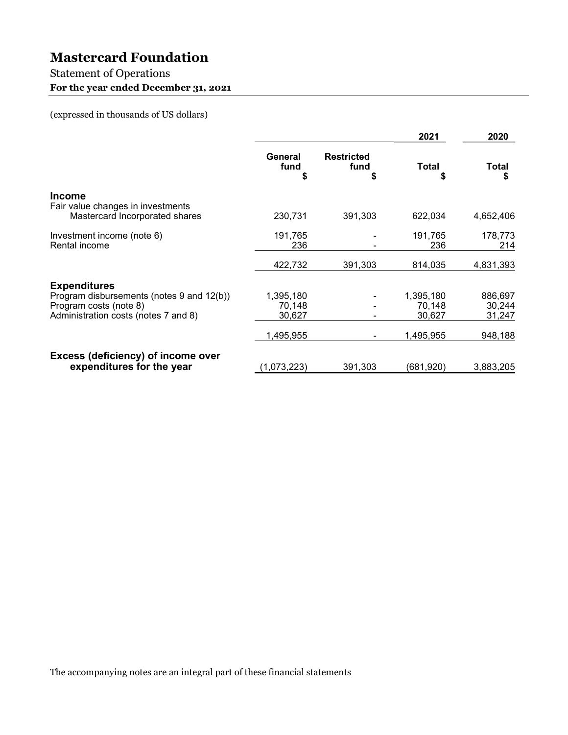# Mastercard Foundation

## Statement of Operations

**For the year ended December 31, 2021**

(expressed in thousands of US dollars)

| | 2021 | | | 2020 |
|---|---|---|---|---|
| | General fund $ | Restricted fund $ | Total $ | Total $ |
| **Income** | | | | |
| Fair value changes in investments | | | | |
| Mastercard Incorporated shares | 230,731 | 391,303 | 622,034 | 4,652,406 |
| Investment income (note 6) | 191,765 | - | 191,765 | 178,773 |
| Rental income | 236 | - | 236 | 214 |
| | 422,732 | 391,303 | 814,035 | 4,831,393 |
| **Expenditures** | | | | |
| Program disbursements (notes 9 and 12(b)) | 1,395,180 | - | 1,395,180 | 886,697 |
| Program costs (note 8) | 70,148 | - | 70,148 | 30,244 |
| Administration costs (notes 7 and 8) | 30,627 | - | 30,627 | 31,247 |
| | 1,495,955 | - | 1,495,955 | 948,188 |
| **Excess (deficiency) of income over expenditures for the year** | (1,073,223) | 391,303 | (681,920) | 3,883,205 |

The accompanying notes are an integral part of these financial statements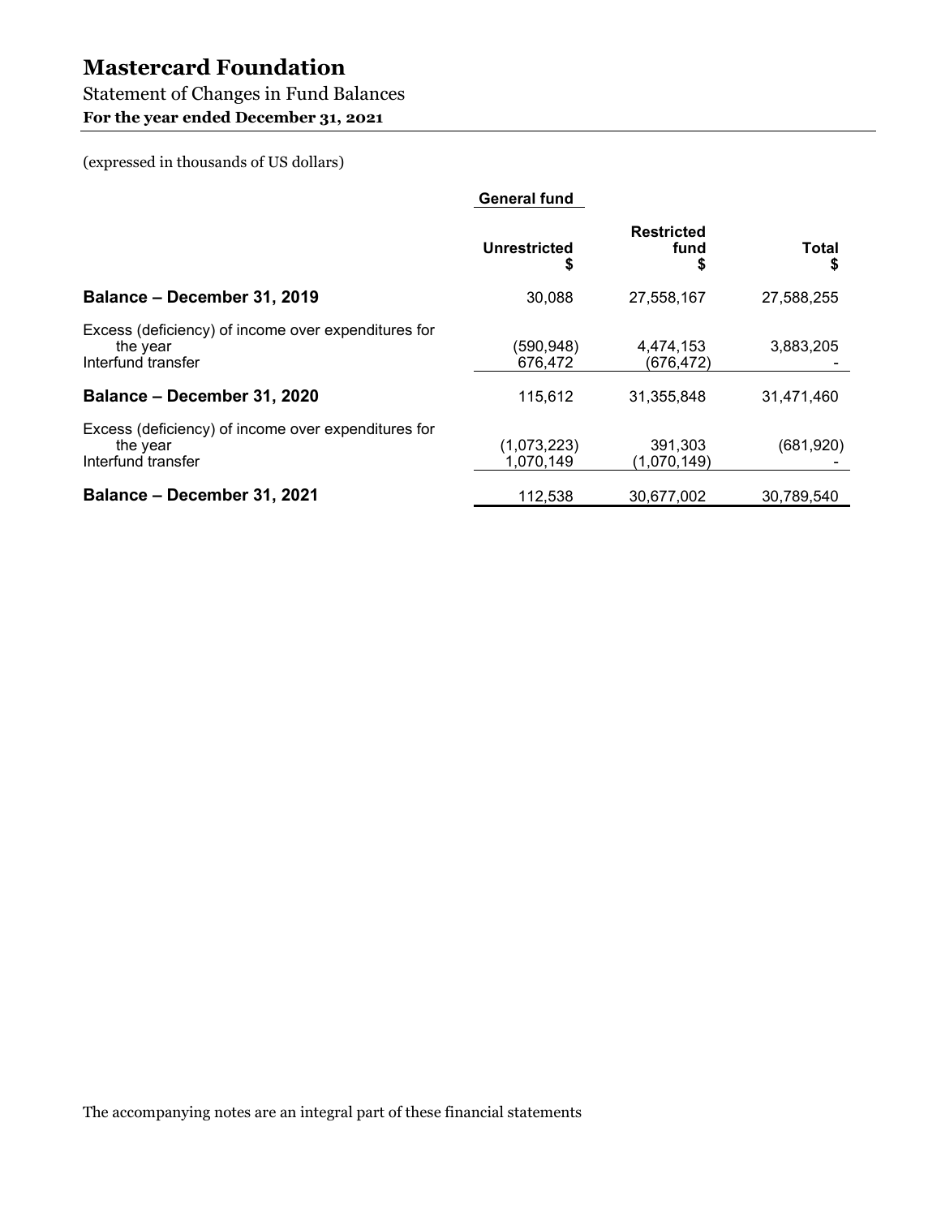# Mastercard Foundation

## Statement of Changes in Fund Balances

**For the year ended December 31, 2021**

(expressed in thousands of US dollars)

| | General fund | | |
|---|---|---|---|
| | Unrestricted $ | Restricted fund $ | Total $ |
| **Balance – December 31, 2019** | 30,088 | 27,558,167 | 27,588,255 |
| Excess (deficiency) of income over expenditures for the year | (590,948) | 4,474,153 | 3,883,205 |
| Interfund transfer | 676,472 | (676,472) | - |
| **Balance – December 31, 2020** | 115,612 | 31,355,848 | 31,471,460 |
| Excess (deficiency) of income over expenditures for the year | (1,073,223) | 391,303 | (681,920) |
| Interfund transfer | 1,070,149 | (1,070,149) | - |
| **Balance – December 31, 2021** | 112,538 | 30,677,002 | 30,789,540 |

The accompanying notes are an integral part of these financial statements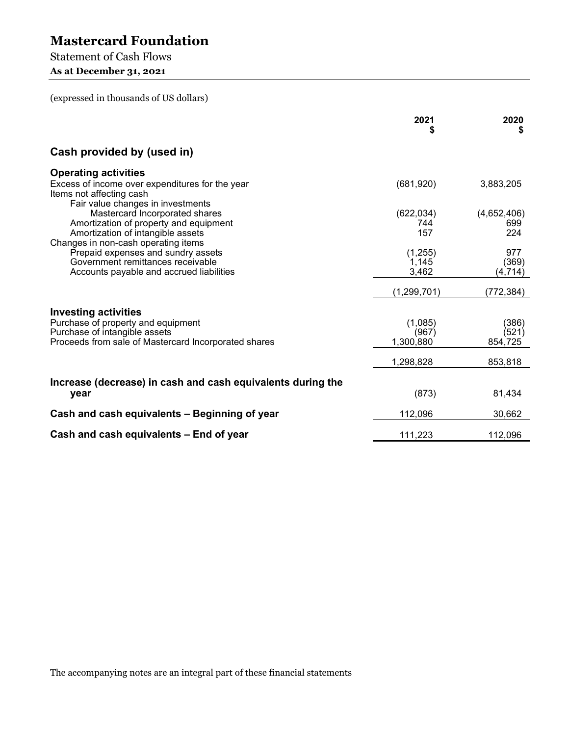# Mastercard Foundation

Statement of Cash Flows

**As at December 31, 2021**

(expressed in thousands of US dollars)

| | 2021 $ | 2020 $ |
|---|---|---|
| **Cash provided by (used in)** | | |
| **Operating activities** | | |
| Excess of income over expenditures for the year | (681,920) | 3,883,205 |
| Items not affecting cash | | |
| Fair value changes in investments | | |
| Mastercard Incorporated shares | (622,034) | (4,652,406) |
| Amortization of property and equipment | 744 | 699 |
| Amortization of intangible assets | 157 | 224 |
| Changes in non-cash operating items | | |
| Prepaid expenses and sundry assets | (1,255) | 977 |
| Government remittances receivable | 1,145 | (369) |
| Accounts payable and accrued liabilities | 3,462 | (4,714) |
| | (1,299,701) | (772,384) |
| **Investing activities** | | |
| Purchase of property and equipment | (1,085) | (386) |
| Purchase of intangible assets | (967) | (521) |
| Proceeds from sale of Mastercard Incorporated shares | 1,300,880 | 854,725 |
| | 1,298,828 | 853,818 |
| **Increase (decrease) in cash and cash equivalents during the year** | (873) | 81,434 |
| **Cash and cash equivalents – Beginning of year** | 112,096 | 30,662 |
| **Cash and cash equivalents – End of year** | 111,223 | 112,096 |

The accompanying notes are an integral part of these financial statements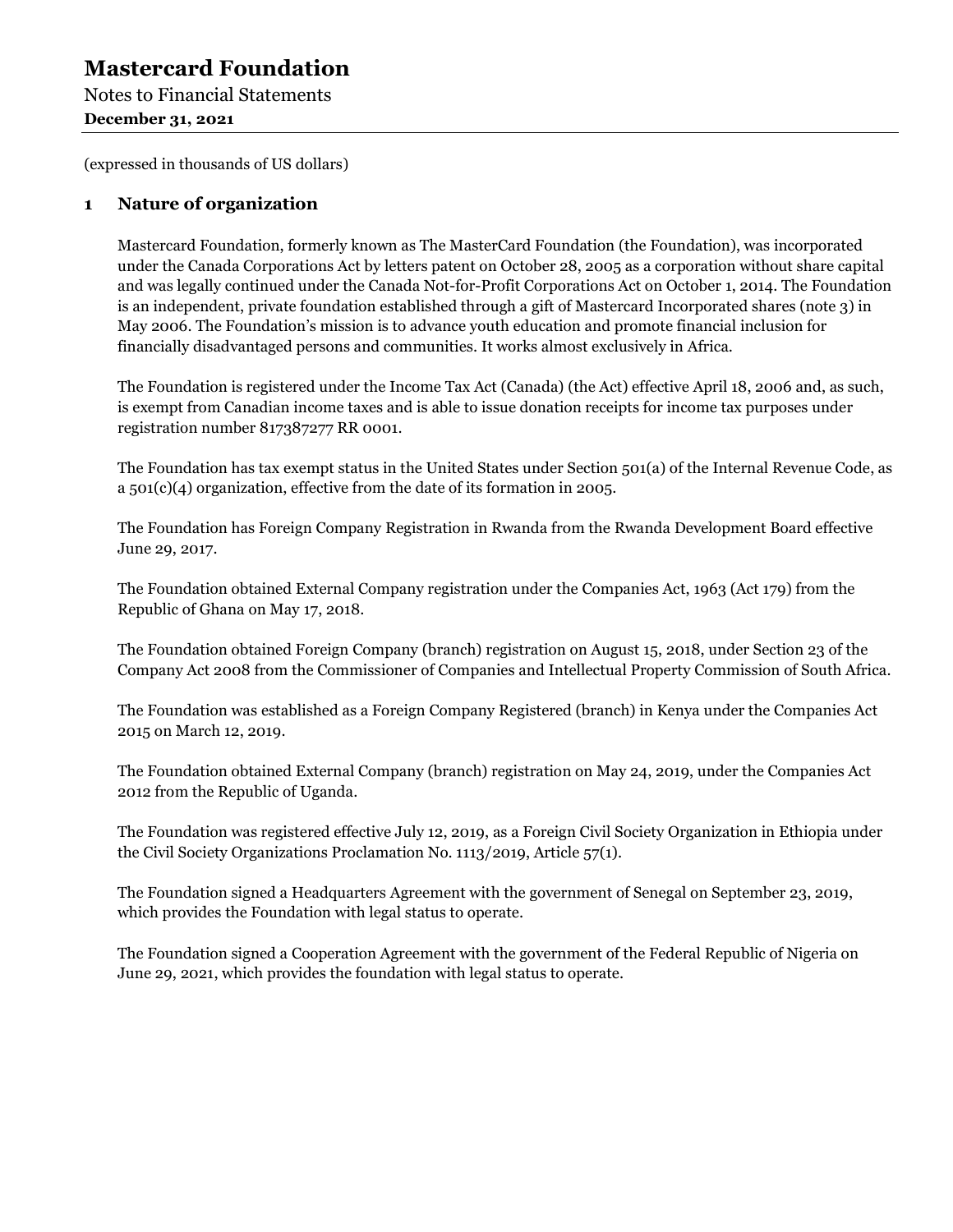# Mastercard Foundation

Notes to Financial Statements

**December 31, 2021**

(expressed in thousands of US dollars)

## 1 Nature of organization

Mastercard Foundation, formerly known as The MasterCard Foundation (the Foundation), was incorporated under the Canada Corporations Act by letters patent on October 28, 2005 as a corporation without share capital and was legally continued under the Canada Not-for-Profit Corporations Act on October 1, 2014. The Foundation is an independent, private foundation established through a gift of Mastercard Incorporated shares (note 3) in May 2006. The Foundation's mission is to advance youth education and promote financial inclusion for financially disadvantaged persons and communities. It works almost exclusively in Africa.

The Foundation is registered under the Income Tax Act (Canada) (the Act) effective April 18, 2006 and, as such, is exempt from Canadian income taxes and is able to issue donation receipts for income tax purposes under registration number 817387277 RR 0001.

The Foundation has tax exempt status in the United States under Section 501(a) of the Internal Revenue Code, as a 501(c)(4) organization, effective from the date of its formation in 2005.

The Foundation has Foreign Company Registration in Rwanda from the Rwanda Development Board effective June 29, 2017.

The Foundation obtained External Company registration under the Companies Act, 1963 (Act 179) from the Republic of Ghana on May 17, 2018.

The Foundation obtained Foreign Company (branch) registration on August 15, 2018, under Section 23 of the Company Act 2008 from the Commissioner of Companies and Intellectual Property Commission of South Africa.

The Foundation was established as a Foreign Company Registered (branch) in Kenya under the Companies Act 2015 on March 12, 2019.

The Foundation obtained External Company (branch) registration on May 24, 2019, under the Companies Act 2012 from the Republic of Uganda.

The Foundation was registered effective July 12, 2019, as a Foreign Civil Society Organization in Ethiopia under the Civil Society Organizations Proclamation No. 1113/2019, Article 57(1).

The Foundation signed a Headquarters Agreement with the government of Senegal on September 23, 2019, which provides the Foundation with legal status to operate.

The Foundation signed a Cooperation Agreement with the government of the Federal Republic of Nigeria on June 29, 2021, which provides the foundation with legal status to operate.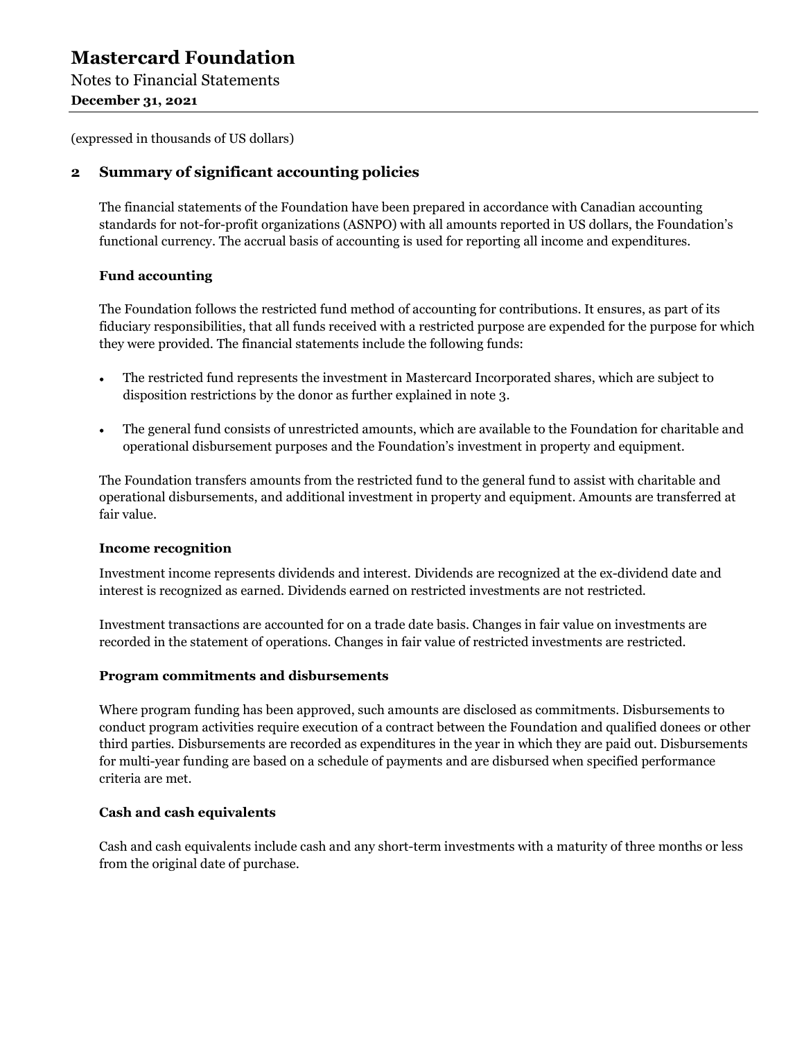(expressed in thousands of US dollars)

## 2 Summary of significant accounting policies

The financial statements of the Foundation have been prepared in accordance with Canadian accounting standards for not-for-profit organizations (ASNPO) with all amounts reported in US dollars, the Foundation's functional currency. The accrual basis of accounting is used for reporting all income and expenditures.

### Fund accounting

The Foundation follows the restricted fund method of accounting for contributions. It ensures, as part of its fiduciary responsibilities, that all funds received with a restricted purpose are expended for the purpose for which they were provided. The financial statements include the following funds:

- The restricted fund represents the investment in Mastercard Incorporated shares, which are subject to disposition restrictions by the donor as further explained in note 3.
- The general fund consists of unrestricted amounts, which are available to the Foundation for charitable and operational disbursement purposes and the Foundation's investment in property and equipment.

The Foundation transfers amounts from the restricted fund to the general fund to assist with charitable and operational disbursements, and additional investment in property and equipment. Amounts are transferred at fair value.

### Income recognition

Investment income represents dividends and interest. Dividends are recognized at the ex-dividend date and interest is recognized as earned. Dividends earned on restricted investments are not restricted.

Investment transactions are accounted for on a trade date basis. Changes in fair value on investments are recorded in the statement of operations. Changes in fair value of restricted investments are restricted.

### Program commitments and disbursements

Where program funding has been approved, such amounts are disclosed as commitments. Disbursements to conduct program activities require execution of a contract between the Foundation and qualified donees or other third parties. Disbursements are recorded as expenditures in the year in which they are paid out. Disbursements for multi-year funding are based on a schedule of payments and are disbursed when specified performance criteria are met.

### Cash and cash equivalents

Cash and cash equivalents include cash and any short-term investments with a maturity of three months or less from the original date of purchase.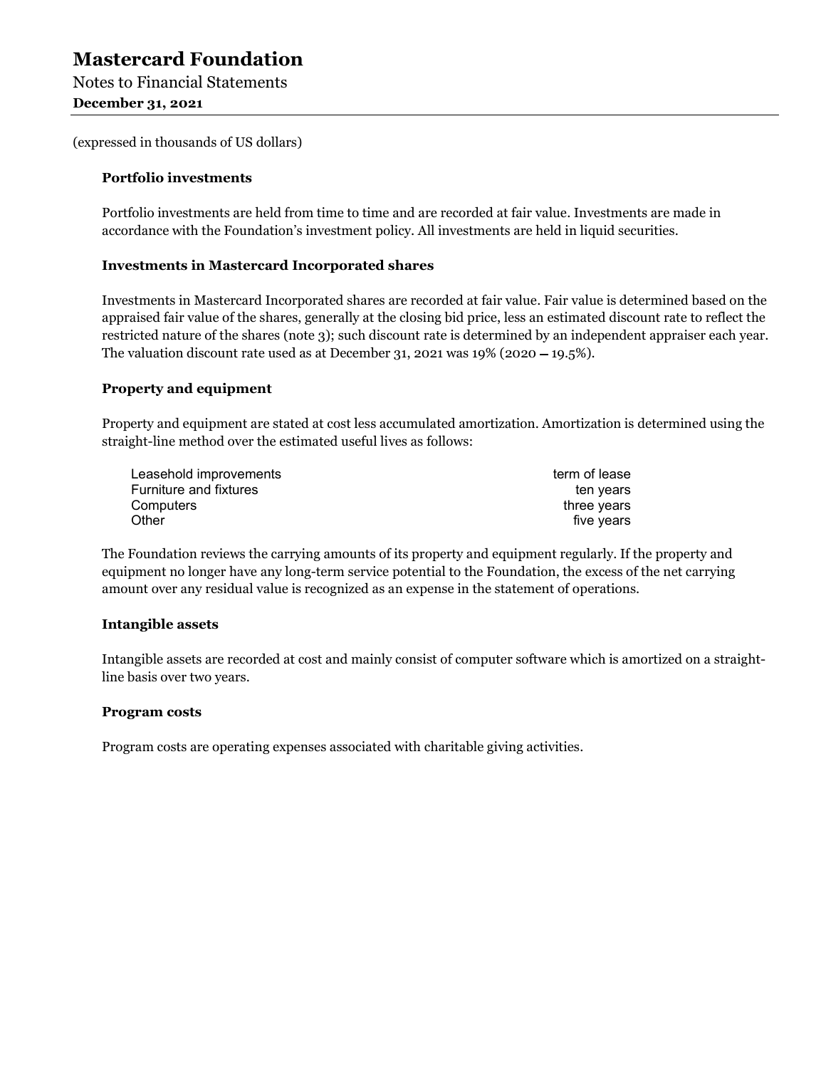# Mastercard Foundation

Notes to Financial Statements

**December 31, 2021**

(expressed in thousands of US dollars)

### Portfolio investments

Portfolio investments are held from time to time and are recorded at fair value. Investments are made in accordance with the Foundation's investment policy. All investments are held in liquid securities.

### Investments in Mastercard Incorporated shares

Investments in Mastercard Incorporated shares are recorded at fair value. Fair value is determined based on the appraised fair value of the shares, generally at the closing bid price, less an estimated discount rate to reflect the restricted nature of the shares (note 3); such discount rate is determined by an independent appraiser each year. The valuation discount rate used as at December 31, 2021 was 19% (2020 – 19.5%).

### Property and equipment

Property and equipment are stated at cost less accumulated amortization. Amortization is determined using the straight-line method over the estimated useful lives as follows:

| | |
|---|---|
| Leasehold improvements | term of lease |
| Furniture and fixtures | ten years |
| Computers | three years |
| Other | five years |

The Foundation reviews the carrying amounts of its property and equipment regularly. If the property and equipment no longer have any long-term service potential to the Foundation, the excess of the net carrying amount over any residual value is recognized as an expense in the statement of operations.

### Intangible assets

Intangible assets are recorded at cost and mainly consist of computer software which is amortized on a straight-line basis over two years.

### Program costs

Program costs are operating expenses associated with charitable giving activities.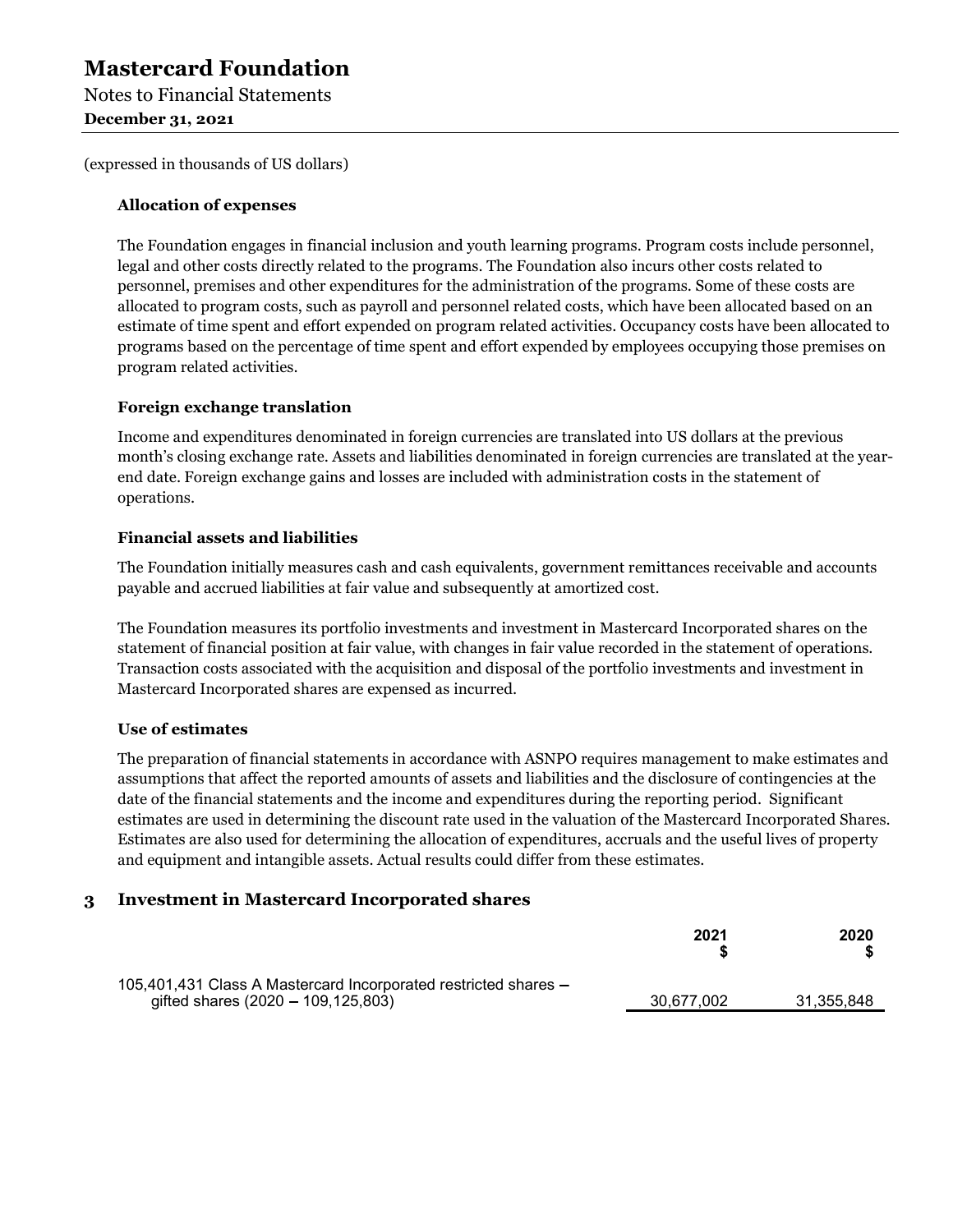(expressed in thousands of US dollars)

### Allocation of expenses

The Foundation engages in financial inclusion and youth learning programs. Program costs include personnel, legal and other costs directly related to the programs. The Foundation also incurs other costs related to personnel, premises and other expenditures for the administration of the programs. Some of these costs are allocated to program costs, such as payroll and personnel related costs, which have been allocated based on an estimate of time spent and effort expended on program related activities. Occupancy costs have been allocated to programs based on the percentage of time spent and effort expended by employees occupying those premises on program related activities.

### Foreign exchange translation

Income and expenditures denominated in foreign currencies are translated into US dollars at the previous month's closing exchange rate. Assets and liabilities denominated in foreign currencies are translated at the year-end date. Foreign exchange gains and losses are included with administration costs in the statement of operations.

### Financial assets and liabilities

The Foundation initially measures cash and cash equivalents, government remittances receivable and accounts payable and accrued liabilities at fair value and subsequently at amortized cost.

The Foundation measures its portfolio investments and investment in Mastercard Incorporated shares on the statement of financial position at fair value, with changes in fair value recorded in the statement of operations. Transaction costs associated with the acquisition and disposal of the portfolio investments and investment in Mastercard Incorporated shares are expensed as incurred.

### Use of estimates

The preparation of financial statements in accordance with ASNPO requires management to make estimates and assumptions that affect the reported amounts of assets and liabilities and the disclosure of contingencies at the date of the financial statements and the income and expenditures during the reporting period. Significant estimates are used in determining the discount rate used in the valuation of the Mastercard Incorporated Shares. Estimates are also used for determining the allocation of expenditures, accruals and the useful lives of property and equipment and intangible assets. Actual results could differ from these estimates.

## 3 Investment in Mastercard Incorporated shares

| | 2021<br>$ | 2020<br>$ |
|---|---|---|
| 105,401,431 Class A Mastercard Incorporated restricted shares – gifted shares (2020 – 109,125,803) | 30,677,002 | 31,355,848 |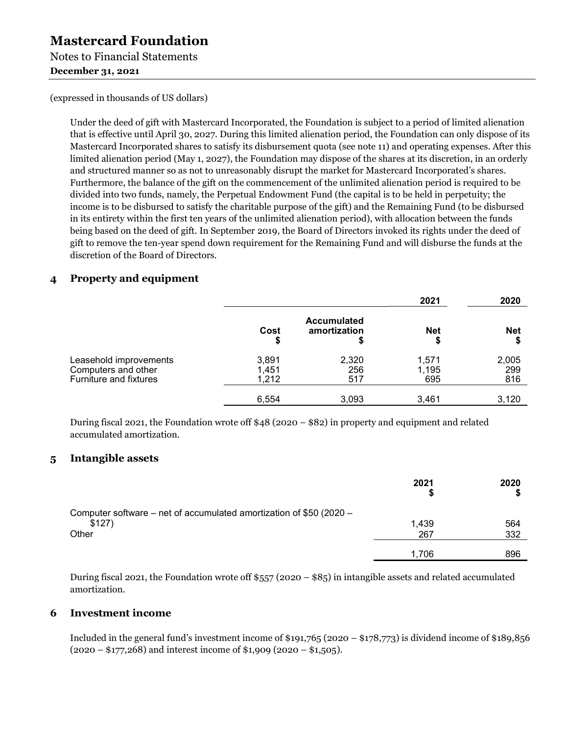(expressed in thousands of US dollars)

Under the deed of gift with Mastercard Incorporated, the Foundation is subject to a period of limited alienation that is effective until April 30, 2027. During this limited alienation period, the Foundation can only dispose of its Mastercard Incorporated shares to satisfy its disbursement quota (see note 11) and operating expenses. After this limited alienation period (May 1, 2027), the Foundation may dispose of the shares at its discretion, in an orderly and structured manner so as not to unreasonably disrupt the market for Mastercard Incorporated's shares. Furthermore, the balance of the gift on the commencement of the unlimited alienation period is required to be divided into two funds, namely, the Perpetual Endowment Fund (the capital is to be held in perpetuity; the income is to be disbursed to satisfy the charitable purpose of the gift) and the Remaining Fund (to be disbursed in its entirety within the first ten years of the unlimited alienation period), with allocation between the funds being based on the deed of gift. In September 2019, the Board of Directors invoked its rights under the deed of gift to remove the ten-year spend down requirement for the Remaining Fund and will disburse the funds at the discretion of the Board of Directors.

## 4 Property and equipment

| | | | 2021 | 2020 |
|---|---|---|---|---|
| | Cost<br>$ | Accumulated amortization<br>$ | Net<br>$ | Net<br>$ |
| Leasehold improvements | 3,891 | 2,320 | 1,571 | 2,005 |
| Computers and other | 1,451 | 256 | 1,195 | 299 |
| Furniture and fixtures | 1,212 | 517 | 695 | 816 |
| | 6,554 | 3,093 | 3,461 | 3,120 |

During fiscal 2021, the Foundation wrote off $48 (2020 – $82) in property and equipment and related accumulated amortization.

## 5 Intangible assets

| | 2021<br>$ | 2020<br>$ |
|---|---|---|
| Computer software – net of accumulated amortization of $50 (2020 – $127) | 1,439 | 564 |
| Other | 267 | 332 |
| | 1,706 | 896 |

During fiscal 2021, the Foundation wrote off $557 (2020 – $85) in intangible assets and related accumulated amortization.

## 6 Investment income

Included in the general fund's investment income of $191,765 (2020 – $178,773) is dividend income of $189,856 (2020 – $177,268) and interest income of $1,909 (2020 – $1,505).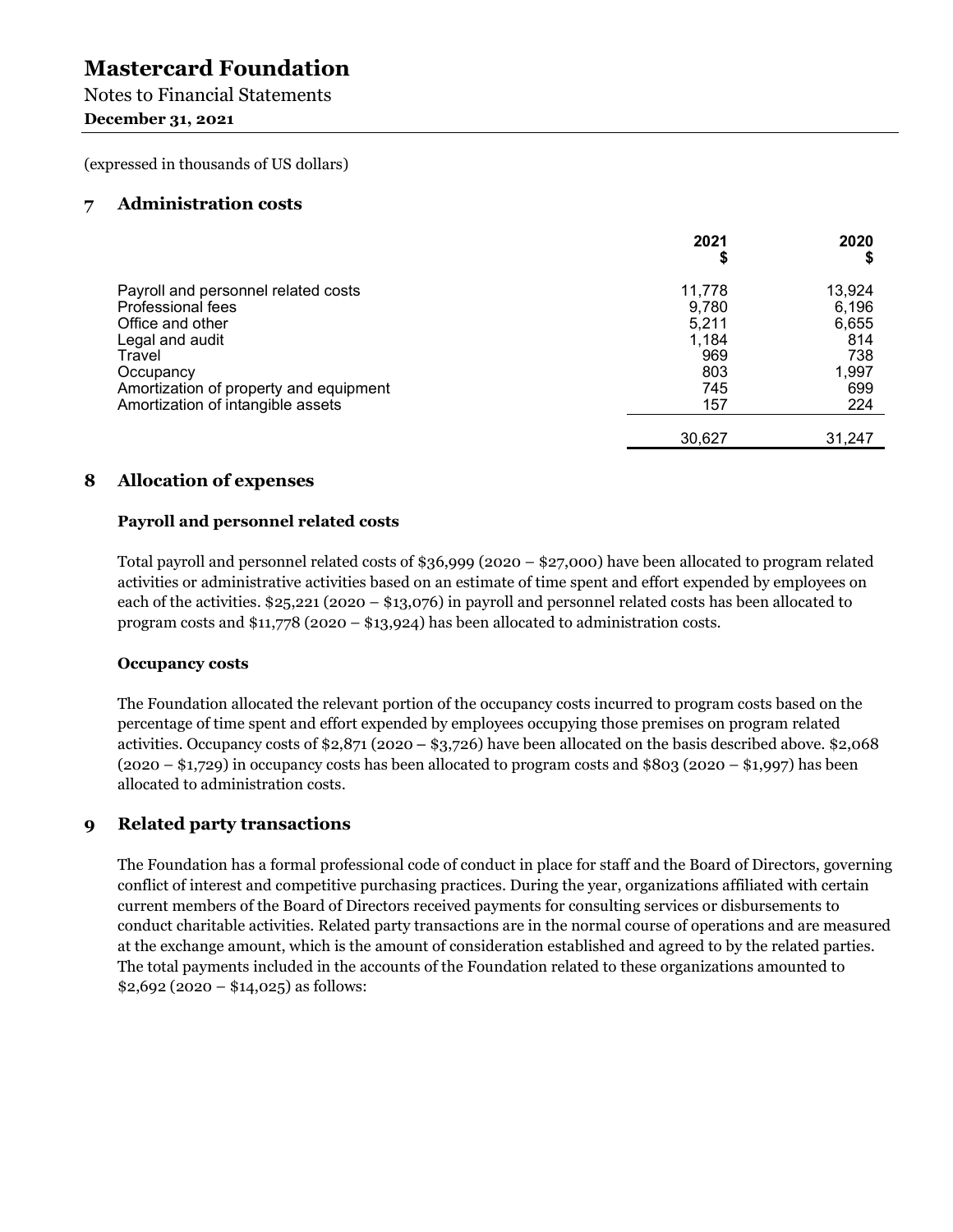# Mastercard Foundation

Notes to Financial Statements

**December 31, 2021**

(expressed in thousands of US dollars)

## 7 Administration costs

| | 2021 $ | 2020 $ |
|---|---|---|
| Payroll and personnel related costs | 11,778 | 13,924 |
| Professional fees | 9,780 | 6,196 |
| Office and other | 5,211 | 6,655 |
| Legal and audit | 1,184 | 814 |
| Travel | 969 | 738 |
| Occupancy | 803 | 1,997 |
| Amortization of property and equipment | 745 | 699 |
| Amortization of intangible assets | 157 | 224 |
| | 30,627 | 31,247 |

## 8 Allocation of expenses

### Payroll and personnel related costs

Total payroll and personnel related costs of $36,999 (2020 – $27,000) have been allocated to program related activities or administrative activities based on an estimate of time spent and effort expended by employees on each of the activities. $25,221 (2020 – $13,076) in payroll and personnel related costs has been allocated to program costs and $11,778 (2020 – $13,924) has been allocated to administration costs.

### Occupancy costs

The Foundation allocated the relevant portion of the occupancy costs incurred to program costs based on the percentage of time spent and effort expended by employees occupying those premises on program related activities. Occupancy costs of $2,871 (2020 – $3,726) have been allocated on the basis described above. $2,068 (2020 – $1,729) in occupancy costs has been allocated to program costs and $803 (2020 – $1,997) has been allocated to administration costs.

## 9 Related party transactions

The Foundation has a formal professional code of conduct in place for staff and the Board of Directors, governing conflict of interest and competitive purchasing practices. During the year, organizations affiliated with certain current members of the Board of Directors received payments for consulting services or disbursements to conduct charitable activities. Related party transactions are in the normal course of operations and are measured at the exchange amount, which is the amount of consideration established and agreed to by the related parties. The total payments included in the accounts of the Foundation related to these organizations amounted to $2,692 (2020 – $14,025) as follows: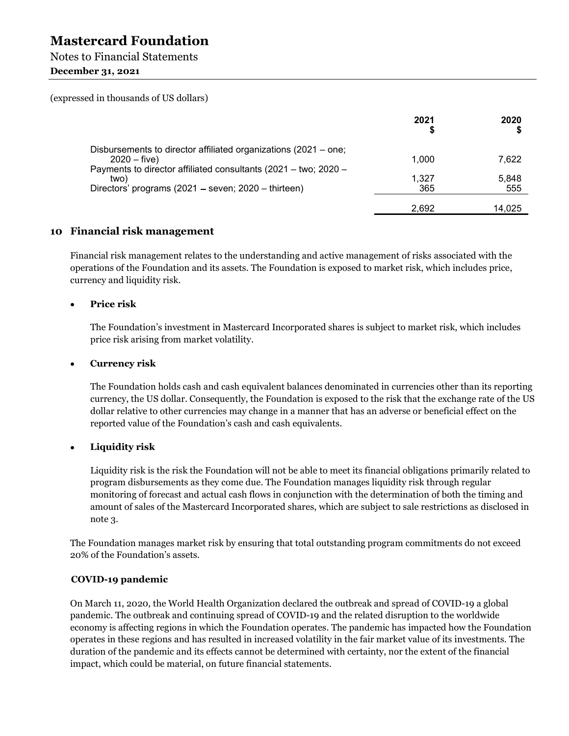(expressed in thousands of US dollars)

| | 2021 $ | 2020 $ |
|---|---|---|
| Disbursements to director affiliated organizations (2021 – one; 2020 – five) | 1,000 | 7,622 |
| Payments to director affiliated consultants (2021 – two; 2020 – two) | 1,327 | 5,848 |
| Directors' programs (2021 – seven; 2020 – thirteen) | 365 | 555 |
| | 2,692 | 14,025 |

## 10 Financial risk management

Financial risk management relates to the understanding and active management of risks associated with the operations of the Foundation and its assets. The Foundation is exposed to market risk, which includes price, currency and liquidity risk.

- **Price risk**

  The Foundation's investment in Mastercard Incorporated shares is subject to market risk, which includes price risk arising from market volatility.

- **Currency risk**

  The Foundation holds cash and cash equivalent balances denominated in currencies other than its reporting currency, the US dollar. Consequently, the Foundation is exposed to the risk that the exchange rate of the US dollar relative to other currencies may change in a manner that has an adverse or beneficial effect on the reported value of the Foundation's cash and cash equivalents.

- **Liquidity risk**

  Liquidity risk is the risk the Foundation will not be able to meet its financial obligations primarily related to program disbursements as they come due. The Foundation manages liquidity risk through regular monitoring of forecast and actual cash flows in conjunction with the determination of both the timing and amount of sales of the Mastercard Incorporated shares, which are subject to sale restrictions as disclosed in note 3.

The Foundation manages market risk by ensuring that total outstanding program commitments do not exceed 20% of the Foundation's assets.

### COVID-19 pandemic

On March 11, 2020, the World Health Organization declared the outbreak and spread of COVID-19 a global pandemic. The outbreak and continuing spread of COVID-19 and the related disruption to the worldwide economy is affecting regions in which the Foundation operates. The pandemic has impacted how the Foundation operates in these regions and has resulted in increased volatility in the fair market value of its investments. The duration of the pandemic and its effects cannot be determined with certainty, nor the extent of the financial impact, which could be material, on future financial statements.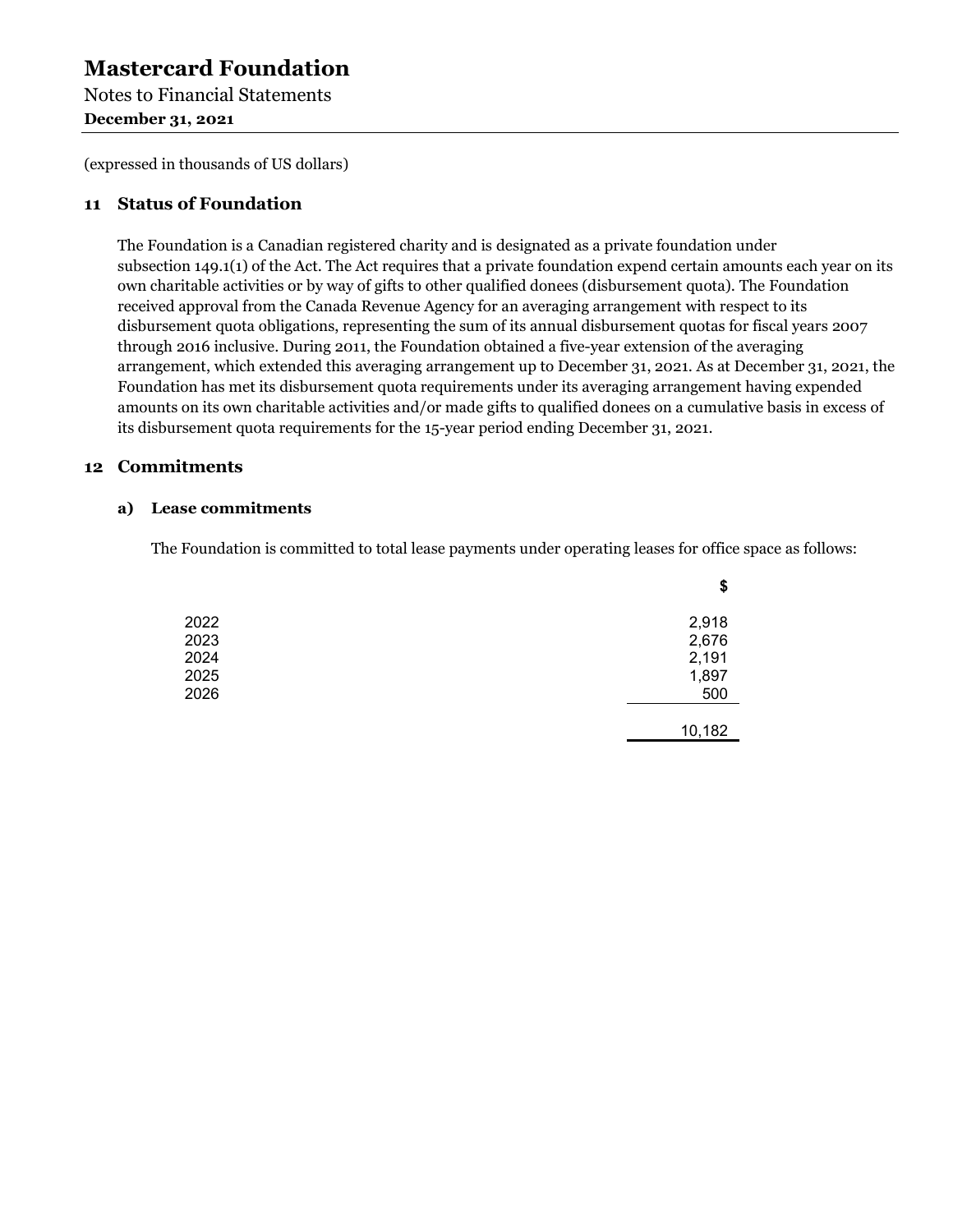# Mastercard Foundation

Notes to Financial Statements
**December 31, 2021**

(expressed in thousands of US dollars)

## 11 Status of Foundation

The Foundation is a Canadian registered charity and is designated as a private foundation under subsection 149.1(1) of the Act. The Act requires that a private foundation expend certain amounts each year on its own charitable activities or by way of gifts to other qualified donees (disbursement quota). The Foundation received approval from the Canada Revenue Agency for an averaging arrangement with respect to its disbursement quota obligations, representing the sum of its annual disbursement quotas for fiscal years 2007 through 2016 inclusive. During 2011, the Foundation obtained a five-year extension of the averaging arrangement, which extended this averaging arrangement up to December 31, 2021. As at December 31, 2021, the Foundation has met its disbursement quota requirements under its averaging arrangement having expended amounts on its own charitable activities and/or made gifts to qualified donees on a cumulative basis in excess of its disbursement quota requirements for the 15-year period ending December 31, 2021.

## 12 Commitments

### a) Lease commitments

The Foundation is committed to total lease payments under operating leases for office space as follows:

| | $ |
|---|---|
| 2022 | 2,918 |
| 2023 | 2,676 |
| 2024 | 2,191 |
| 2025 | 1,897 |
| 2026 | 500 |
| | 10,182 |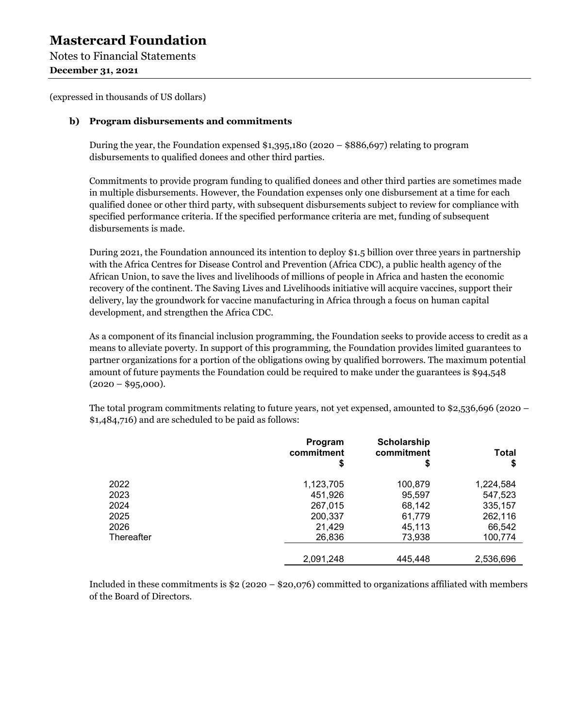# Mastercard Foundation

Notes to Financial Statements

**December 31, 2021**

(expressed in thousands of US dollars)

**b) Program disbursements and commitments**

During the year, the Foundation expensed $1,395,180 (2020 – $886,697) relating to program disbursements to qualified donees and other third parties.

Commitments to provide program funding to qualified donees and other third parties are sometimes made in multiple disbursements. However, the Foundation expenses only one disbursement at a time for each qualified donee or other third party, with subsequent disbursements subject to review for compliance with specified performance criteria. If the specified performance criteria are met, funding of subsequent disbursements is made.

During 2021, the Foundation announced its intention to deploy $1.5 billion over three years in partnership with the Africa Centres for Disease Control and Prevention (Africa CDC), a public health agency of the African Union, to save the lives and livelihoods of millions of people in Africa and hasten the economic recovery of the continent. The Saving Lives and Livelihoods initiative will acquire vaccines, support their delivery, lay the groundwork for vaccine manufacturing in Africa through a focus on human capital development, and strengthen the Africa CDC.

As a component of its financial inclusion programming, the Foundation seeks to provide access to credit as a means to alleviate poverty. In support of this programming, the Foundation provides limited guarantees to partner organizations for a portion of the obligations owing by qualified borrowers. The maximum potential amount of future payments the Foundation could be required to make under the guarantees is $94,548 (2020 – $95,000).

The total program commitments relating to future years, not yet expensed, amounted to $2,536,696 (2020 – $1,484,716) and are scheduled to be paid as follows:

| | Program commitment $ | Scholarship commitment $ | Total $ |
|---|---|---|---|
| 2022 | 1,123,705 | 100,879 | 1,224,584 |
| 2023 | 451,926 | 95,597 | 547,523 |
| 2024 | 267,015 | 68,142 | 335,157 |
| 2025 | 200,337 | 61,779 | 262,116 |
| 2026 | 21,429 | 45,113 | 66,542 |
| Thereafter | 26,836 | 73,938 | 100,774 |
| | 2,091,248 | 445,448 | 2,536,696 |

Included in these commitments is $2 (2020 – $20,076) committed to organizations affiliated with members of the Board of Directors.